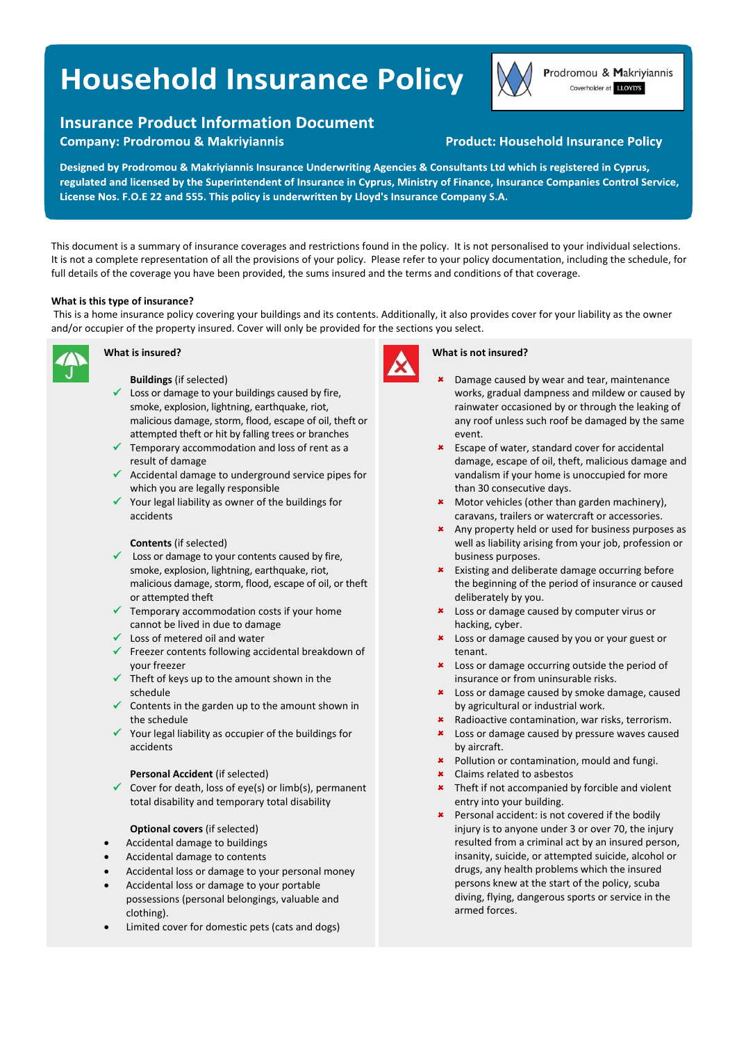# Household Insurance Policy

Prodromou & Makriyiannis
Coverholder at LLOYD'S

## Insurance Product Information Document

**Company: Prodromou & Makriyiannis**

**Product: Household Insurance Policy**

**Designed by Prodromou & Makriyiannis Insurance Underwriting Agencies & Consultants Ltd which is registered in Cyprus, regulated and licensed by the Superintendent of Insurance in Cyprus, Ministry of Finance, Insurance Companies Control Service, License Nos. F.O.E 22 and 555. This policy is underwritten by Lloyd's Insurance Company S.A.**

This document is a summary of insurance coverages and restrictions found in the policy. It is not personalised to your individual selections. It is not a complete representation of all the provisions of your policy. Please refer to your policy documentation, including the schedule, for full details of the coverage you have been provided, the sums insured and the terms and conditions of that coverage.

**What is this type of insurance?**

This is a home insurance policy covering your buildings and its contents. Additionally, it also provides cover for your liability as the owner and/or occupier of the property insured. Cover will only be provided for the sections you select.

### What is insured?

**Buildings** (if selected)

- ✓ Loss or damage to your buildings caused by fire, smoke, explosion, lightning, earthquake, riot, malicious damage, storm, flood, escape of oil, theft or attempted theft or hit by falling trees or branches
- ✓ Temporary accommodation and loss of rent as a result of damage
- ✓ Accidental damage to underground service pipes for which you are legally responsible
- ✓ Your legal liability as owner of the buildings for accidents

**Contents** (if selected)

- ✓ Loss or damage to your contents caused by fire, smoke, explosion, lightning, earthquake, riot, malicious damage, storm, flood, escape of oil, or theft or attempted theft
- ✓ Temporary accommodation costs if your home cannot be lived in due to damage
- ✓ Loss of metered oil and water
- ✓ Freezer contents following accidental breakdown of your freezer
- ✓ Theft of keys up to the amount shown in the schedule
- ✓ Contents in the garden up to the amount shown in the schedule
- ✓ Your legal liability as occupier of the buildings for accidents

**Personal Accident** (if selected)

- ✓ Cover for death, loss of eye(s) or limb(s), permanent total disability and temporary total disability

**Optional covers** (if selected)

- Accidental damage to buildings
- Accidental damage to contents
- Accidental loss or damage to your personal money
- Accidental loss or damage to your portable possessions (personal belongings, valuable and clothing).
- Limited cover for domestic pets (cats and dogs)

### What is not insured?

- ✘ Damage caused by wear and tear, maintenance works, gradual dampness and mildew or caused by rainwater occasioned by or through the leaking of any roof unless such roof be damaged by the same event.
- ✘ Escape of water, standard cover for accidental damage, escape of oil, theft, malicious damage and vandalism if your home is unoccupied for more than 30 consecutive days.
- ✘ Motor vehicles (other than garden machinery), caravans, trailers or watercraft or accessories.
- ✘ Any property held or used for business purposes as well as liability arising from your job, profession or business purposes.
- ✘ Existing and deliberate damage occurring before the beginning of the period of insurance or caused deliberately by you.
- ✘ Loss or damage caused by computer virus or hacking, cyber.
- ✘ Loss or damage caused by you or your guest or tenant.
- ✘ Loss or damage occurring outside the period of insurance or from uninsurable risks.
- ✘ Loss or damage caused by smoke damage, caused by agricultural or industrial work.
- ✘ Radioactive contamination, war risks, terrorism.
- ✘ Loss or damage caused by pressure waves caused by aircraft.
- ✘ Pollution or contamination, mould and fungi.
- ✘ Claims related to asbestos
- ✘ Theft if not accompanied by forcible and violent entry into your building.
- ✘ Personal accident: is not covered if the bodily injury is to anyone under 3 or over 70, the injury resulted from a criminal act by an insured person, insanity, suicide, or attempted suicide, alcohol or drugs, any health problems which the insured persons knew at the start of the policy, scuba diving, flying, dangerous sports or service in the armed forces.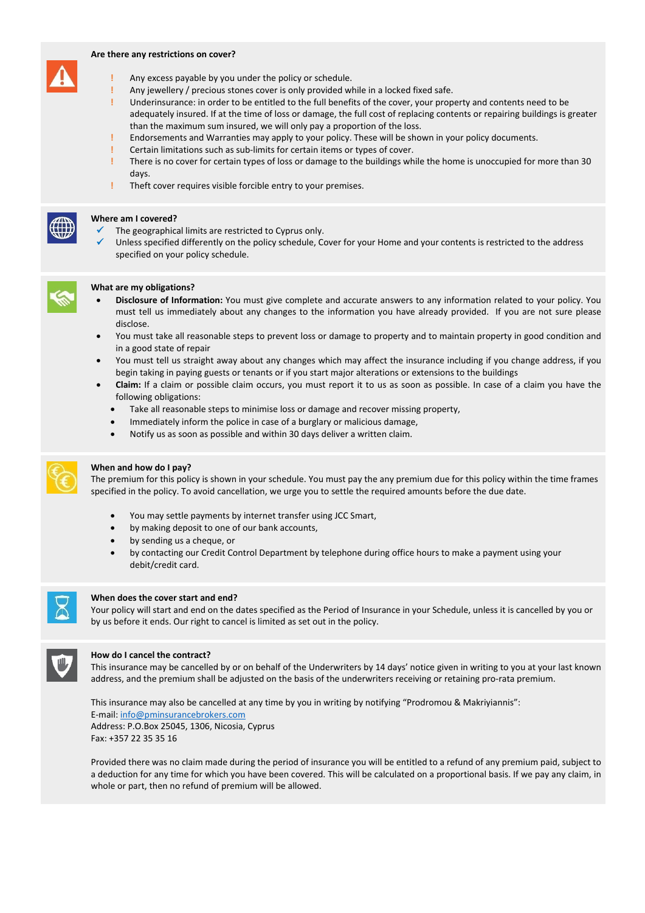## Are there any restrictions on cover?

- ! Any excess payable by you under the policy or schedule.
- ! Any jewellery / precious stones cover is only provided while in a locked fixed safe.
- ! Underinsurance: in order to be entitled to the full benefits of the cover, your property and contents need to be adequately insured. If at the time of loss or damage, the full cost of replacing contents or repairing buildings is greater than the maximum sum insured, we will only pay a proportion of the loss.
- ! Endorsements and Warranties may apply to your policy. These will be shown in your policy documents.
- ! Certain limitations such as sub-limits for certain items or types of cover.
- ! There is no cover for certain types of loss or damage to the buildings while the home is unoccupied for more than 30 days.
- ! Theft cover requires visible forcible entry to your premises.

## Where am I covered?

- ✓ The geographical limits are restricted to Cyprus only.
- ✓ Unless specified differently on the policy schedule, Cover for your Home and your contents is restricted to the address specified on your policy schedule.

## What are my obligations?

- **Disclosure of Information:** You must give complete and accurate answers to any information related to your policy. You must tell us immediately about any changes to the information you have already provided. If you are not sure please disclose.
- You must take all reasonable steps to prevent loss or damage to property and to maintain property in good condition and in a good state of repair
- You must tell us straight away about any changes which may affect the insurance including if you change address, if you begin taking in paying guests or tenants or if you start major alterations or extensions to the buildings
- **Claim:** If a claim or possible claim occurs, you must report it to us as soon as possible. In case of a claim you have the following obligations:
  - Take all reasonable steps to minimise loss or damage and recover missing property,
  - Immediately inform the police in case of a burglary or malicious damage,
  - Notify us as soon as possible and within 30 days deliver a written claim.

## When and how do I pay?

The premium for this policy is shown in your schedule. You must pay the any premium due for this policy within the time frames specified in the policy. To avoid cancellation, we urge you to settle the required amounts before the due date.

- You may settle payments by internet transfer using JCC Smart,
- by making deposit to one of our bank accounts,
- by sending us a cheque, or
- by contacting our Credit Control Department by telephone during office hours to make a payment using your debit/credit card.

## When does the cover start and end?

Your policy will start and end on the dates specified as the Period of Insurance in your Schedule, unless it is cancelled by you or by us before it ends. Our right to cancel is limited as set out in the policy.

## How do I cancel the contract?

This insurance may be cancelled by or on behalf of the Underwriters by 14 days' notice given in writing to you at your last known address, and the premium shall be adjusted on the basis of the underwriters receiving or retaining pro-rata premium.

This insurance may also be cancelled at any time by you in writing by notifying "Prodromou & Makriyiannis":
E-mail: info@pminsurancebrokers.com
Address: P.O.Box 25045, 1306, Nicosia, Cyprus
Fax: +357 22 35 35 16

Provided there was no claim made during the period of insurance you will be entitled to a refund of any premium paid, subject to a deduction for any time for which you have been covered. This will be calculated on a proportional basis. If we pay any claim, in whole or part, then no refund of premium will be allowed.